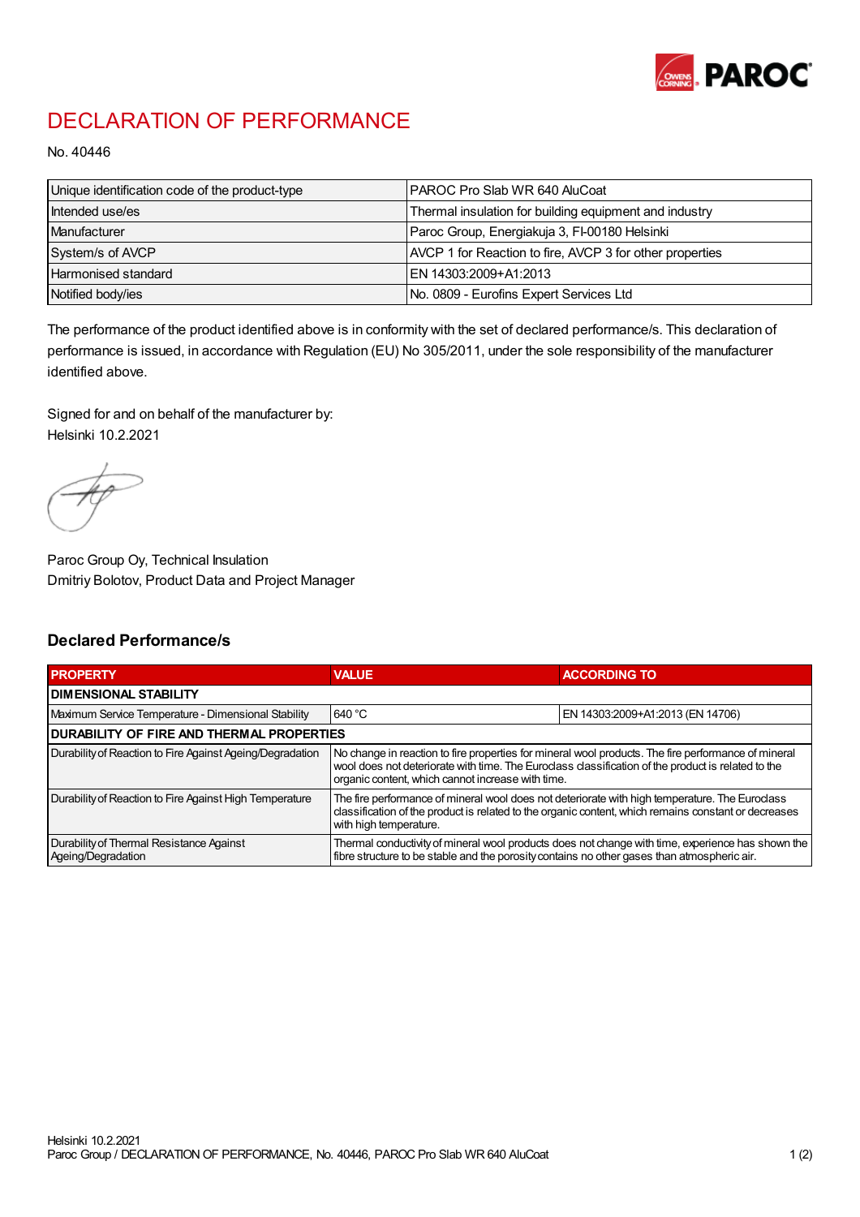# DECLARATION OF PERFORMANCE

No. 40446

| Unique identification code of the product-type | PAROC Pro Slab WR 640 AluCoat |
|---|---|
| Intended use/es | Thermal insulation for building equipment and industry |
| Manufacturer | Paroc Group, Energiakuja 3, FI-00180 Helsinki |
| System/s of AVCP | AVCP 1 for Reaction to fire, AVCP 3 for other properties |
| Harmonised standard | EN 14303:2009+A1:2013 |
| Notified body/ies | No. 0809 - Eurofins Expert Services Ltd |

The performance of the product identified above is in conformity with the set of declared performance/s. This declaration of performance is issued, in accordance with Regulation (EU) No 305/2011, under the sole responsibility of the manufacturer identified above.

Signed for and on behalf of the manufacturer by:
Helsinki 10.2.2021

Paroc Group Oy, Technical Insulation
Dmitriy Bolotov, Product Data and Project Manager

## Declared Performance/s

| PROPERTY | VALUE | ACCORDING TO |
|---|---|---|
| **DIMENSIONAL STABILITY** | | |
| Maximum Service Temperature - Dimensional Stability | 640 °C | EN 14303:2009+A1:2013 (EN 14706) |
| **DURABILITY OF FIRE AND THERMAL PROPERTIES** | | |
| Durability of Reaction to Fire Against Ageing/Degradation | No change in reaction to fire properties for mineral wool products. The fire performance of mineral wool does not deteriorate with time. The Euroclass classification of the product is related to the organic content, which cannot increase with time. | |
| Durability of Reaction to Fire Against High Temperature | The fire performance of mineral wool does not deteriorate with high temperature. The Euroclass classification of the product is related to the organic content, which remains constant or decreases with high temperature. | |
| Durability of Thermal Resistance Against Ageing/Degradation | Thermal conductivity of mineral wool products does not change with time, experience has shown the fibre structure to be stable and the porosity contains no other gases than atmospheric air. | |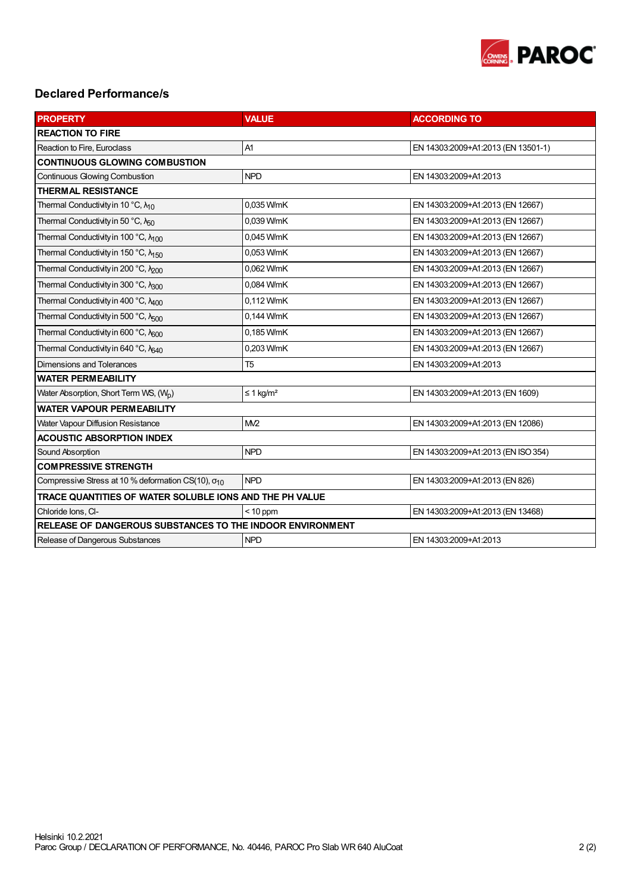## Declared Performance/s

| PROPERTY | VALUE | ACCORDING TO |
|---|---|---|
| **REACTION TO FIRE** | | |
| Reaction to Fire, Euroclass | A1 | EN 14303:2009+A1:2013 (EN 13501-1) |
| **CONTINUOUS GLOWING COMBUSTION** | | |
| Continuous Glowing Combustion | NPD | EN 14303:2009+A1:2013 |
| **THERMAL RESISTANCE** | | |
| Thermal Conductivity in 10 °C, $\lambda_{10}$ | 0,035 W/mK | EN 14303:2009+A1:2013 (EN 12667) |
| Thermal Conductivity in 50 °C, $\lambda_{50}$ | 0,039 W/mK | EN 14303:2009+A1:2013 (EN 12667) |
| Thermal Conductivity in 100 °C, $\lambda_{100}$ | 0,045 W/mK | EN 14303:2009+A1:2013 (EN 12667) |
| Thermal Conductivity in 150 °C, $\lambda_{150}$ | 0,053 W/mK | EN 14303:2009+A1:2013 (EN 12667) |
| Thermal Conductivity in 200 °C, $\lambda_{200}$ | 0,062 W/mK | EN 14303:2009+A1:2013 (EN 12667) |
| Thermal Conductivity in 300 °C, $\lambda_{300}$ | 0,084 W/mK | EN 14303:2009+A1:2013 (EN 12667) |
| Thermal Conductivity in 400 °C, $\lambda_{400}$ | 0,112 W/mK | EN 14303:2009+A1:2013 (EN 12667) |
| Thermal Conductivity in 500 °C, $\lambda_{500}$ | 0,144 W/mK | EN 14303:2009+A1:2013 (EN 12667) |
| Thermal Conductivity in 600 °C, $\lambda_{600}$ | 0,185 W/mK | EN 14303:2009+A1:2013 (EN 12667) |
| Thermal Conductivity in 640 °C, $\lambda_{640}$ | 0,203 W/mK | EN 14303:2009+A1:2013 (EN 12667) |
| Dimensions and Tolerances | T5 | EN 14303:2009+A1:2013 |
| **WATER PERMEABILITY** | | |
| Water Absorption, Short Term WS, ($W_p$) | ≤ 1 kg/m² | EN 14303:2009+A1:2013 (EN 1609) |
| **WATER VAPOUR PERMEABILITY** | | |
| Water Vapour Diffusion Resistance | MV2 | EN 14303:2009+A1:2013 (EN 12086) |
| **ACOUSTIC ABSORPTION INDEX** | | |
| Sound Absorption | NPD | EN 14303:2009+A1:2013 (EN ISO 354) |
| **COMPRESSIVE STRENGTH** | | |
| Compressive Stress at 10 % deformation CS(10), $\sigma_{10}$ | NPD | EN 14303:2009+A1:2013 (EN 826) |
| **TRACE QUANTITIES OF WATER SOLUBLE IONS AND THE PH VALUE** | | |
| Chloride Ions, Cl- | < 10 ppm | EN 14303:2009+A1:2013 (EN 13468) |
| **RELEASE OF DANGEROUS SUBSTANCES TO THE INDOOR ENVIRONMENT** | | |
| Release of Dangerous Substances | NPD | EN 14303:2009+A1:2013 |

Helsinki 10.2.2021
Paroc Group / DECLARATION OF PERFORMANCE, No. 40446, PAROC Pro Slab WR 640 AluCoat